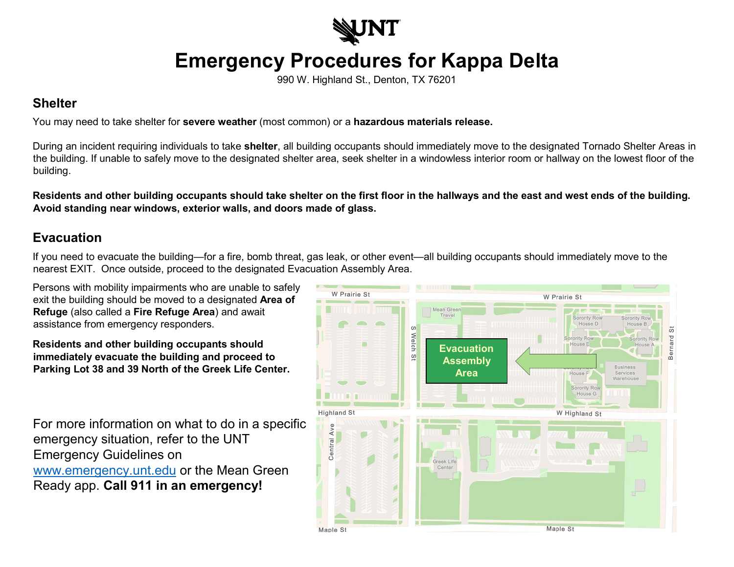# Emergency Procedures for Kappa Delta

990 W. Highland St., Denton, TX 76201

## Shelter

You may need to take shelter for **severe weather** (most common) or a **hazardous materials release.**

During an incident requiring individuals to take **shelter**, all building occupants should immediately move to the designated Tornado Shelter Areas in the building. If unable to safely move to the designated shelter area, seek shelter in a windowless interior room or hallway on the lowest floor of the building.

**Residents and other building occupants should take shelter on the first floor in the hallways and the east and west ends of the building. Avoid standing near windows, exterior walls, and doors made of glass.**

## Evacuation

If you need to evacuate the building—for a fire, bomb threat, gas leak, or other event—all building occupants should immediately move to the nearest EXIT. Once outside, proceed to the designated Evacuation Assembly Area.

Persons with mobility impairments who are unable to safely exit the building should be moved to a designated **Area of Refuge** (also called a **Fire Refuge Area**) and await assistance from emergency responders.

**Residents and other building occupants should immediately evacuate the building and proceed to Parking Lot 38 and 39 North of the Greek Life Center.**

For more information on what to do in a specific emergency situation, refer to the UNT Emergency Guidelines on [www.emergency.unt.edu](http://www.emergency.unt.edu) or the Mean Green Ready app. **Call 911 in an emergency!**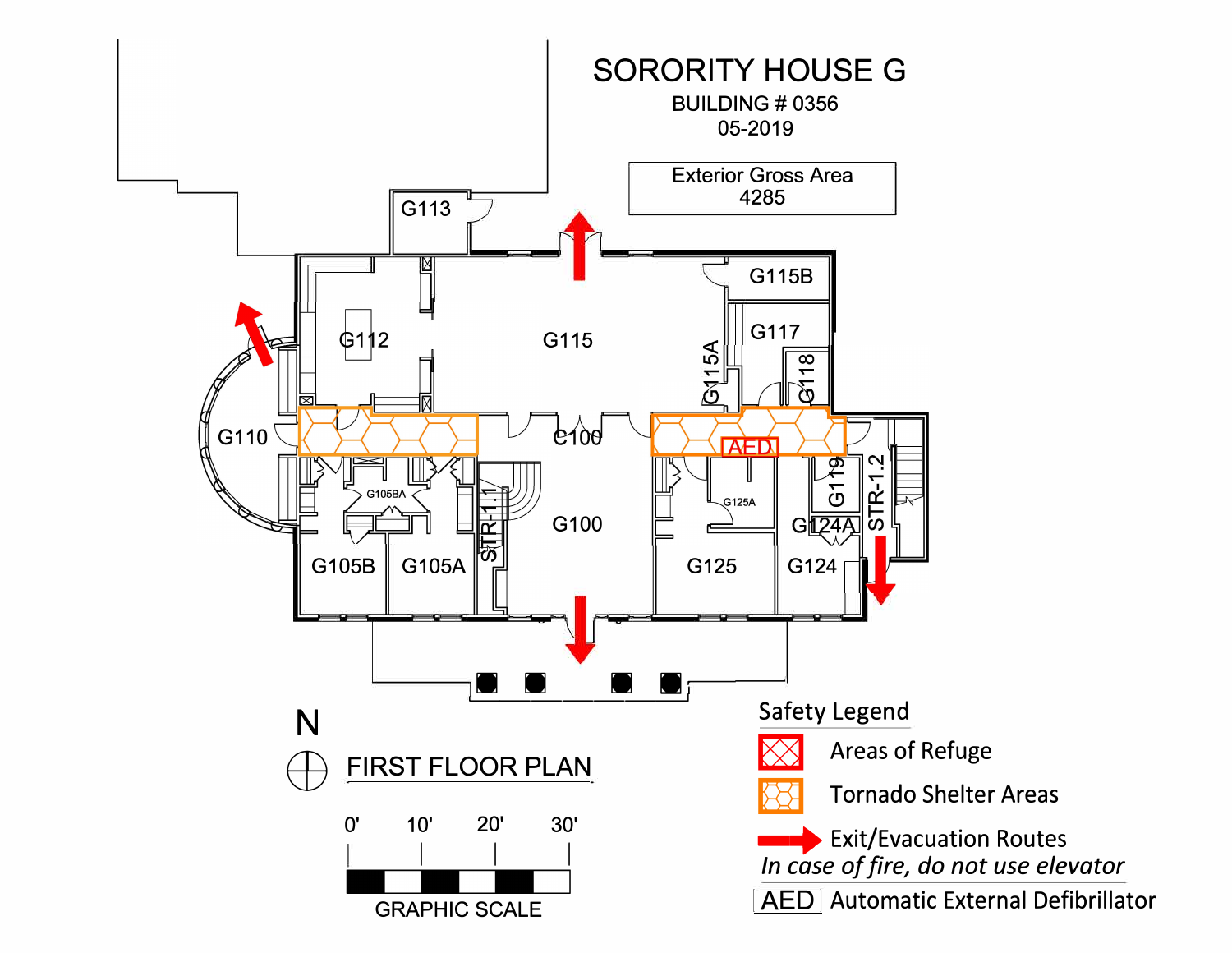# SORORITY HOUSE G

BUILDING # 0356

05-2019

| Exterior Gross Area |
| --- |
| 4285 |

G113

G112

G115

G115B

G117

G115A

G118

G110

C100

AED

G105BA

G105B

G105A

STR-1.1

G100

G125A

G125

G119

G124A

G124

STR-1.2

N

FIRST FLOOR PLAN

0' 10' 20' 30'

GRAPHIC SCALE

## Safety Legend

- Areas of Refuge
- Tornado Shelter Areas
- Exit/Evacuation Routes

*In case of fire, do not use elevator*

- AED Automatic External Defibrillator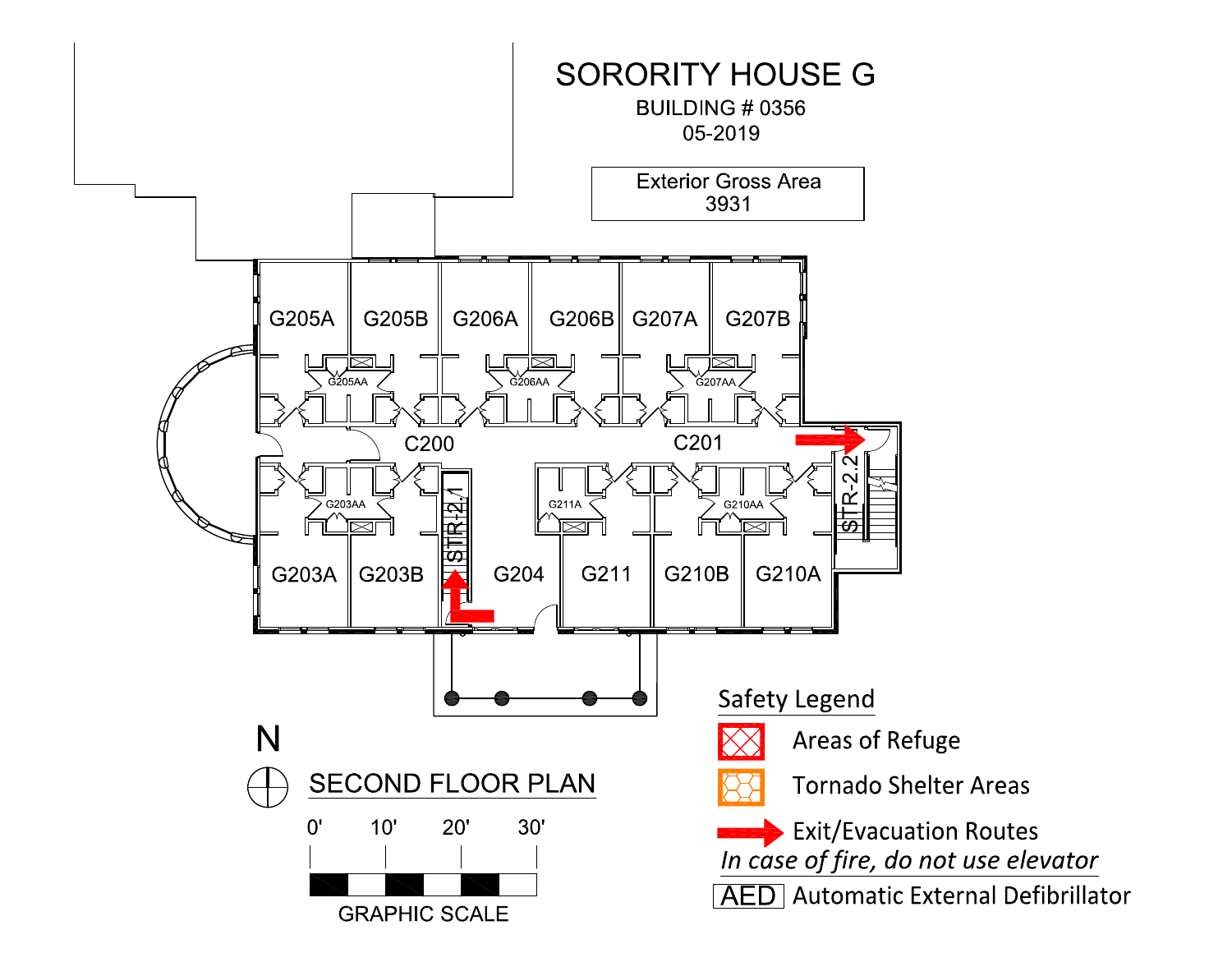# SORORITY HOUSE G

BUILDING # 0356

05-2019

Exterior Gross Area
3931

G205A
G205B
G206A
G206B
G207A
G207B
G205AA
G206AA
G207AA
C200
C201
G203AA
G211A
G210AA
STR-2.1
STR-2.2
G203A
G203B
G204
G211
G210B
G210A

N

SECOND FLOOR PLAN

0' 10' 20' 30'

GRAPHIC SCALE

Safety Legend

Areas of Refuge

Tornado Shelter Areas

Exit/Evacuation Routes

*In case of fire, do not use elevator*

AED Automatic External Defibrillator